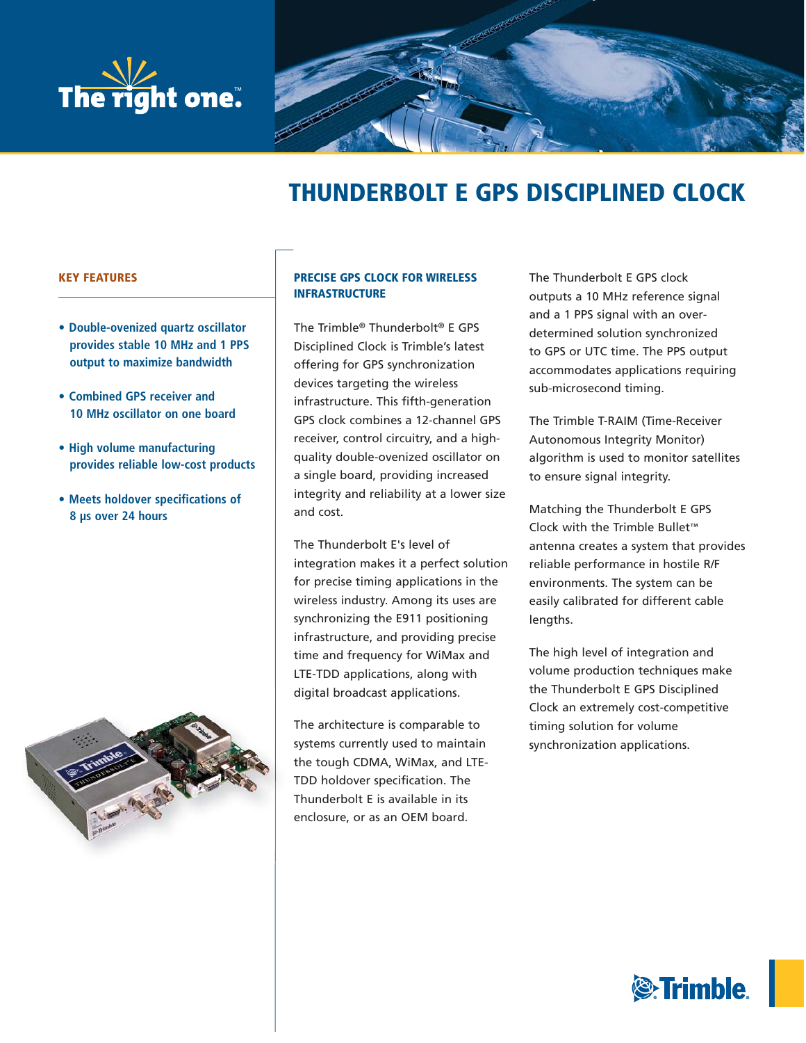The right one.™

# THUNDERBOLT E GPS DISCIPLINED CLOCK

## KEY FEATURES

- **Double-ovenized quartz oscillator provides stable 10 MHz and 1 PPS output to maximize bandwidth**
- **Combined GPS receiver and 10 MHz oscillator on one board**
- **High volume manufacturing provides reliable low-cost products**
- **Meets holdover specifications of 8 μs over 24 hours**

## PRECISE GPS CLOCK FOR WIRELESS INFRASTRUCTURE

The Trimble® Thunderbolt® E GPS Disciplined Clock is Trimble's latest offering for GPS synchronization devices targeting the wireless infrastructure. This fifth-generation GPS clock combines a 12-channel GPS receiver, control circuitry, and a high-quality double-ovenized oscillator on a single board, providing increased integrity and reliability at a lower size and cost.

The Thunderbolt E's level of integration makes it a perfect solution for precise timing applications in the wireless industry. Among its uses are synchronizing the E911 positioning infrastructure, and providing precise time and frequency for WiMax and LTE-TDD applications, along with digital broadcast applications.

The architecture is comparable to systems currently used to maintain the tough CDMA, WiMax, and LTE-TDD holdover specification. The Thunderbolt E is available in its enclosure, or as an OEM board.

The Thunderbolt E GPS clock outputs a 10 MHz reference signal and a 1 PPS signal with an over-determined solution synchronized to GPS or UTC time. The PPS output accommodates applications requiring sub-microsecond timing.

The Trimble T-RAIM (Time-Receiver Autonomous Integrity Monitor) algorithm is used to monitor satellites to ensure signal integrity.

Matching the Thunderbolt E GPS Clock with the Trimble Bullet™ antenna creates a system that provides reliable performance in hostile R/F environments. The system can be easily calibrated for different cable lengths.

The high level of integration and volume production techniques make the Thunderbolt E GPS Disciplined Clock an extremely cost-competitive timing solution for volume synchronization applications.

Trimble.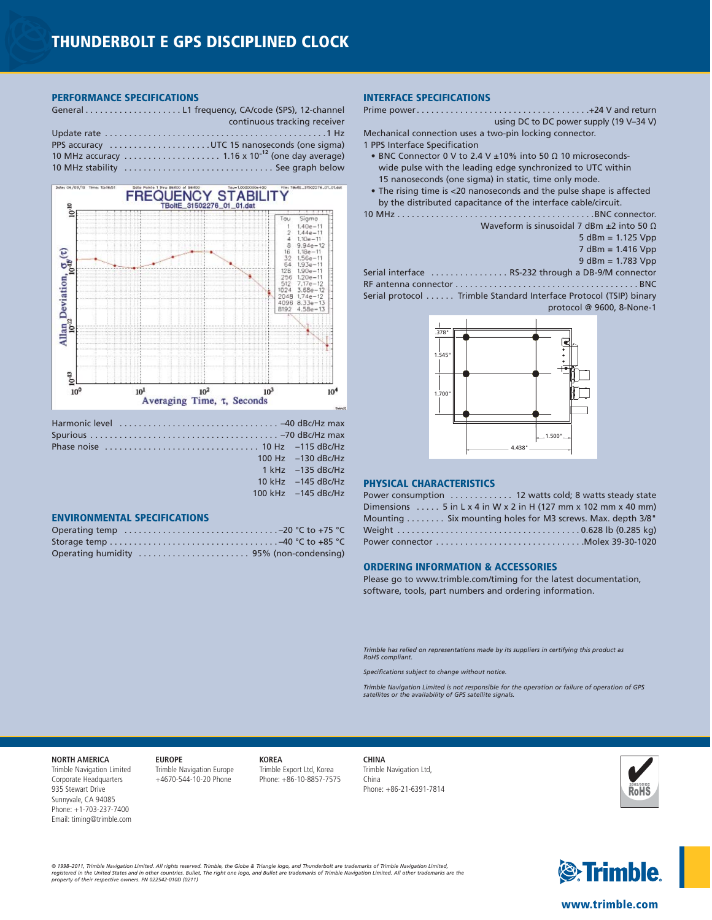# THUNDERBOLT E GPS DISCIPLINED CLOCK

## PERFORMANCE SPECIFICATIONS

| | |
|---|---|
| General | L1 frequency, C/A code (SPS), 12-channel continuous tracking receiver |
| Update rate | 1 Hz |
| PPS accuracy | UTC 15 nanoseconds (one sigma) |
| 10 MHz accuracy | 1.16 x $10^{-12}$ (one day average) |
| 10 MHz stability | See graph below |

Date: 06/09/10 Time: 10:48:51 Data Points 1 thru 86400 of 86400 Tau=1.0000000e+00 File: TBoltE_31502276_01_01.dat

FREQUENCY STABILITY

TBoltE_31502276_01_01.dat

Allan Deviation, $\sigma_y(\tau)$

$10^{-10}$

$10^{-11}$

$10^{-12}$

$10^{-13}$

$10^{0}$ $10^{1}$ $10^{2}$ $10^{3}$ $10^{4}$

Averaging Time, $\tau$, Seconds

Tau Sigma
1 1.40e−11
2 1.44e−11
4 1.10e−11
8 9.94e−12
16 1.18e−11
32 1.56e−11
64 1.93e−11
128 1.90e−11
256 1.20e−11
512 7.17e−12
1024 3.68e−12
2048 1.74e−12
4096 8.33e−13
8192 4.58e−13

| | |
|---|---|
| Harmonic level | –40 dBc/Hz max |
| Spurious | –70 dBc/Hz max |
| Phase noise | 10 Hz –115 dBc/Hz |
| | 100 Hz –130 dBc/Hz |
| | 1 kHz –135 dBc/Hz |
| | 10 kHz –145 dBc/Hz |
| | 100 kHz –145 dBc/Hz |

## ENVIRONMENTAL SPECIFICATIONS

| | |
|---|---|
| Operating temp | –20 °C to +75 °C |
| Storage temp | –40 °C to +85 °C |
| Operating humidity | 95% (non-condensing) |

## INTERFACE SPECIFICATIONS

Prime power .... +24 V and return using DC to DC power supply (19 V–34 V)

Mechanical connection uses a two-pin locking connector.

1 PPS Interface Specification

- BNC Connector 0 V to 2.4 V ±10% into 50 Ω 10 microseconds-wide pulse with the leading edge synchronized to UTC within 15 nanoseconds (one sigma) in static, time only mode.
- The rising time is <20 nanoseconds and the pulse shape is affected by the distributed capacitance of the interface cable/circuit.

10 MHz .... BNC connector.
Waveform is sinusoidal 7 dBm ±2 into 50 Ω
5 dBm = 1.125 Vpp
7 dBm = 1.416 Vpp
9 dBm = 1.783 Vpp

Serial interface .... RS-232 through a DB-9/M connector

RF antenna connector .... BNC

Serial protocol .... Trimble Standard Interface Protocol (TSIP) binary protocol @ 9600, 8-None-1

.378"
1.545"
1.700"
1.500"
4.438"

## PHYSICAL CHARACTERISTICS

| | |
|---|---|
| Power consumption | 12 watts cold; 8 watts steady state |
| Dimensions | 5 in L x 4 in W x 2 in H (127 mm x 102 mm x 40 mm) |
| Mounting | Six mounting holes for M3 screws. Max. depth 3/8" |
| Weight | 0.628 lb (0.285 kg) |
| Power connector | Molex 39-30-1020 |

## ORDERING INFORMATION & ACCESSORIES

Please go to www.trimble.com/timing for the latest documentation, software, tools, part numbers and ordering information.

*Trimble has relied on representations made by its suppliers in certifying this product as RoHS compliant.*

*Specifications subject to change without notice.*

*Trimble Navigation Limited is not responsible for the operation or failure of operation of GPS satellites or the availability of GPS satellite signals.*

**NORTH AMERICA**
Trimble Navigation Limited
Corporate Headquarters
935 Stewart Drive
Sunnyvale, CA 94085
Phone: +1-703-237-7400
Email: timing@trimble.com

**EUROPE**
Trimble Navigation Europe
+4670-544-10-20 Phone

**KOREA**
Trimble Export Ltd, Korea
Phone: +86-10-8857-7575

**CHINA**
Trimble Navigation Ltd,
China
Phone: +86-21-6391-7814

2002/95/EC RoHS

*© 1998–2011, Trimble Navigation Limited. All rights reserved. Trimble, the Globe & Triangle logo, and Thunderbolt are trademarks of Trimble Navigation Limited, registered in the United States and in other countries. Bullet, The right one logo, and Bullet are trademarks of Trimble Navigation Limited. All other trademarks are the property of their respective owners. PN 022542-010D (0211)*

Trimble

www.trimble.com